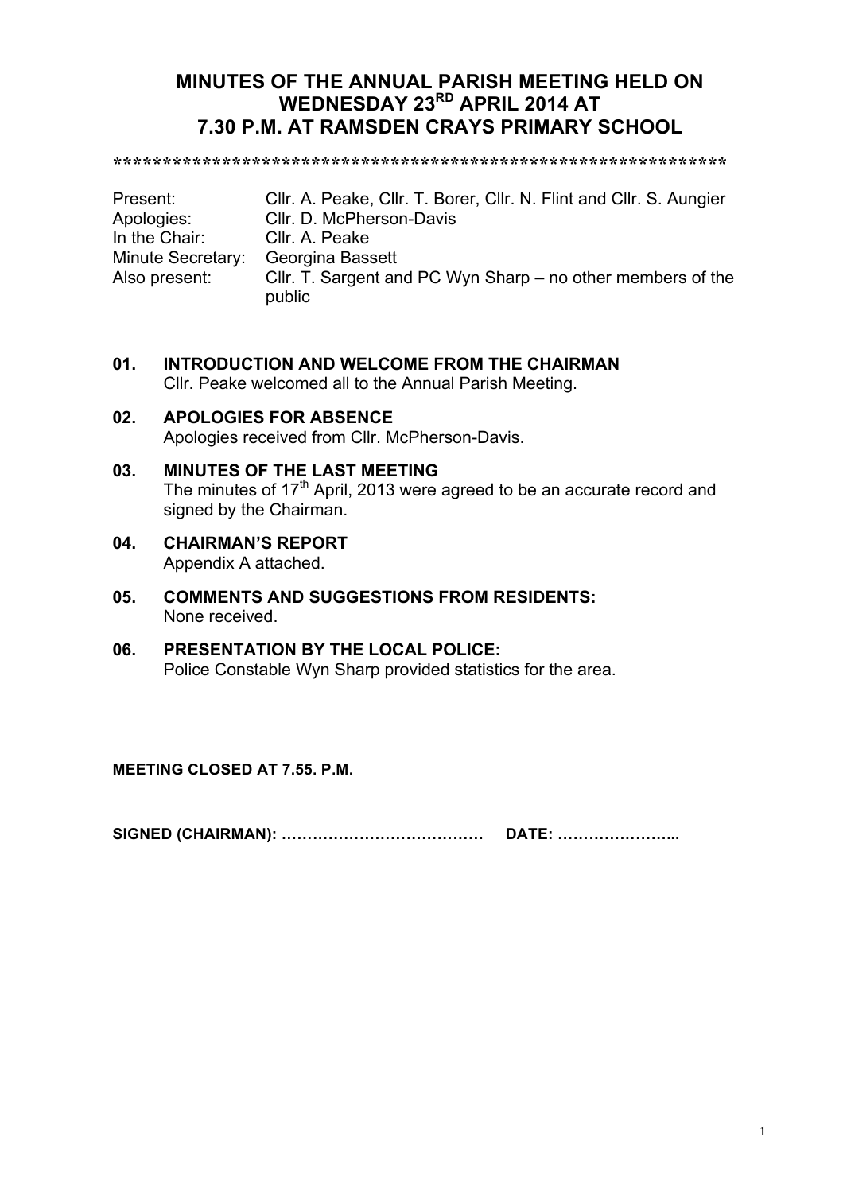# MINUTES OF THE ANNUAL PARISH MEETING HELD ON WEDNESDAY 23RD APRIL 2014 AT 7.30 P.M. AT RAMSDEN CRAYS PRIMARY SCHOOL

\*\*\*\*\*\*\*\*\*\*\*\*\*\*\*\*\*\*\*\*\*\*\*\*\*\*\*\*\*\*\*\*\*\*\*\*\*\*\*\*\*\*\*\*\*\*\*\*\*\*\*\*\*\*\*\*\*\*\*\*\*\*\*\*

| | |
|---|---|
| Present: | Cllr. A. Peake, Cllr. T. Borer, Cllr. N. Flint and Cllr. S. Aungier |
| Apologies: | Cllr. D. McPherson-Davis |
| In the Chair: | Cllr. A. Peake |
| Minute Secretary: | Georgina Bassett |
| Also present: | Cllr. T. Sargent and PC Wyn Sharp – no other members of the public |

**01. INTRODUCTION AND WELCOME FROM THE CHAIRMAN**
Cllr. Peake welcomed all to the Annual Parish Meeting.

**02. APOLOGIES FOR ABSENCE**
Apologies received from Cllr. McPherson-Davis.

**03. MINUTES OF THE LAST MEETING**
The minutes of 17th April, 2013 were agreed to be an accurate record and signed by the Chairman.

**04. CHAIRMAN'S REPORT**
Appendix A attached.

**05. COMMENTS AND SUGGESTIONS FROM RESIDENTS:**
None received.

**06. PRESENTATION BY THE LOCAL POLICE:**
Police Constable Wyn Sharp provided statistics for the area.

**MEETING CLOSED AT 7.55. P.M.**

**SIGNED (CHAIRMAN): ………………………………… DATE: …………………..**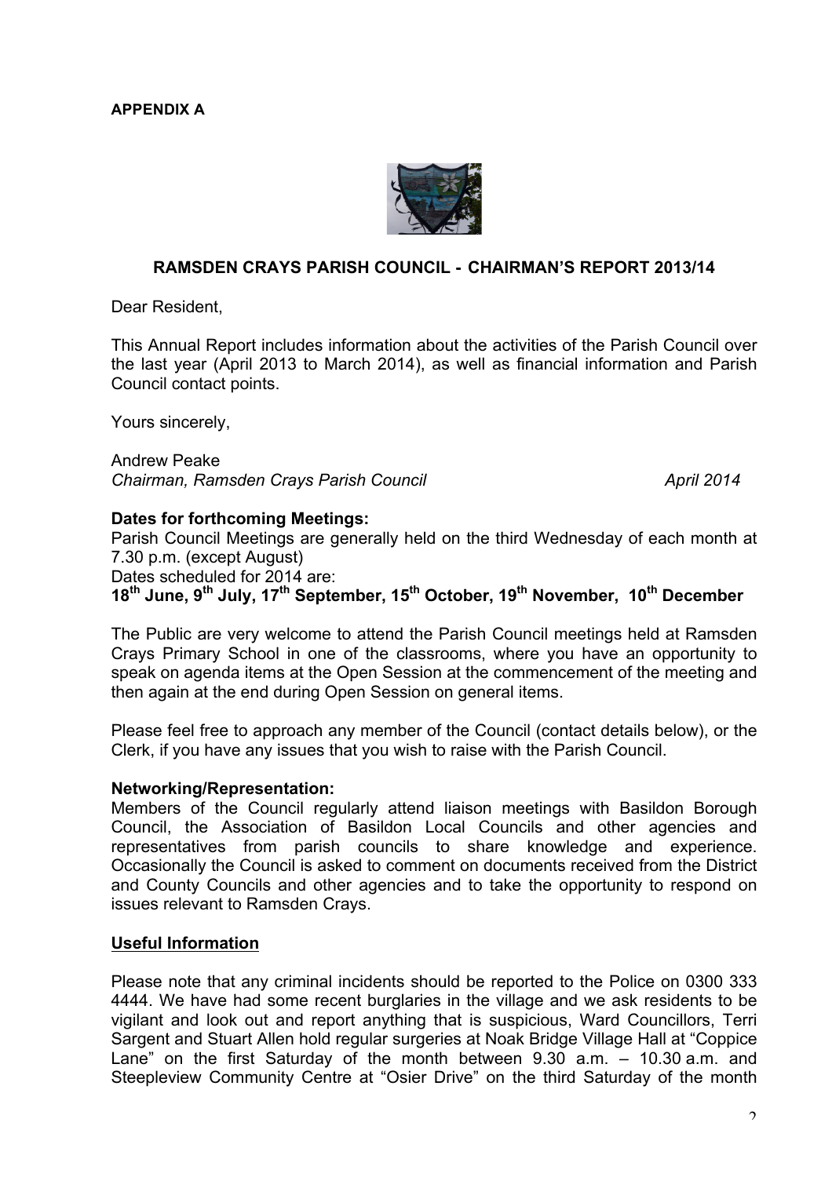**APPENDIX A**

## RAMSDEN CRAYS PARISH COUNCIL - CHAIRMAN'S REPORT 2013/14

Dear Resident,

This Annual Report includes information about the activities of the Parish Council over the last year (April 2013 to March 2014), as well as financial information and Parish Council contact points.

Yours sincerely,

Andrew Peake
*Chairman, Ramsden Crays Parish Council* *April 2014*

**Dates for forthcoming Meetings:**
Parish Council Meetings are generally held on the third Wednesday of each month at 7.30 p.m. (except August)
Dates scheduled for 2014 are:
**18th June, 9th July, 17th September, 15th October, 19th November, 10th December**

The Public are very welcome to attend the Parish Council meetings held at Ramsden Crays Primary School in one of the classrooms, where you have an opportunity to speak on agenda items at the Open Session at the commencement of the meeting and then again at the end during Open Session on general items.

Please feel free to approach any member of the Council (contact details below), or the Clerk, if you have any issues that you wish to raise with the Parish Council.

**Networking/Representation:**
Members of the Council regularly attend liaison meetings with Basildon Borough Council, the Association of Basildon Local Councils and other agencies and representatives from parish councils to share knowledge and experience. Occasionally the Council is asked to comment on documents received from the District and County Councils and other agencies and to take the opportunity to respond on issues relevant to Ramsden Crays.

**Useful Information**

Please note that any criminal incidents should be reported to the Police on 0300 333 4444. We have had some recent burglaries in the village and we ask residents to be vigilant and look out and report anything that is suspicious, Ward Councillors, Terri Sargent and Stuart Allen hold regular surgeries at Noak Bridge Village Hall at "Coppice Lane" on the first Saturday of the month between 9.30 a.m. – 10.30 a.m. and Steepleview Community Centre at "Osier Drive" on the third Saturday of the month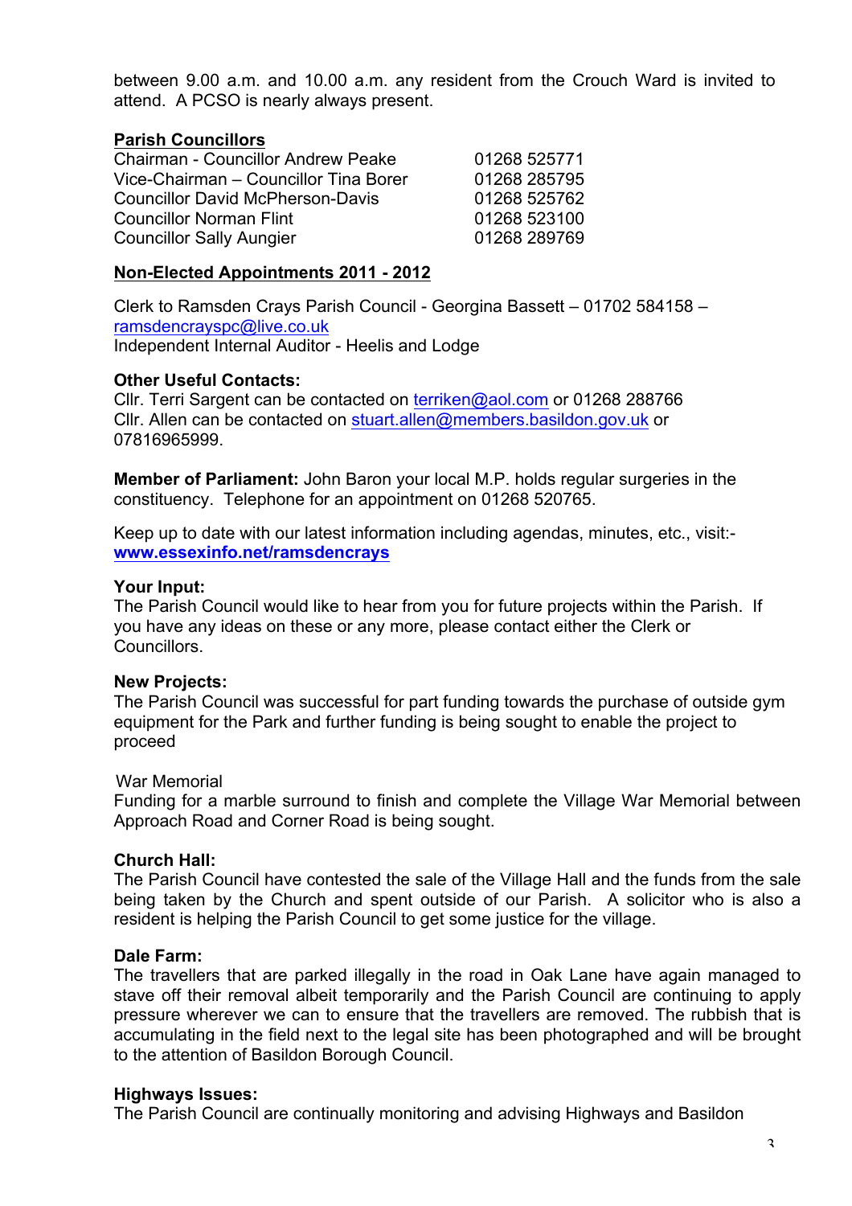between 9.00 a.m. and 10.00 a.m. any resident from the Crouch Ward is invited to attend. A PCSO is nearly always present.

**Parish Councillors**

| | |
|---|---|
| Chairman - Councillor Andrew Peake | 01268 525771 |
| Vice-Chairman – Councillor Tina Borer | 01268 285795 |
| Councillor David McPherson-Davis | 01268 525762 |
| Councillor Norman Flint | 01268 523100 |
| Councillor Sally Aungier | 01268 289769 |

**Non-Elected Appointments 2011 - 2012**

Clerk to Ramsden Crays Parish Council - Georgina Bassett – 01702 584158 – ramsdencrayspc@live.co.uk
Independent Internal Auditor - Heelis and Lodge

**Other Useful Contacts:**
Cllr. Terri Sargent can be contacted on terriken@aol.com or 01268 288766
Cllr. Allen can be contacted on stuart.allen@members.basildon.gov.uk or 07816965999.

**Member of Parliament:** John Baron your local M.P. holds regular surgeries in the constituency. Telephone for an appointment on 01268 520765.

Keep up to date with our latest information including agendas, minutes, etc., visit:- **www.essexinfo.net/ramsdencrays**

**Your Input:**
The Parish Council would like to hear from you for future projects within the Parish. If you have any ideas on these or any more, please contact either the Clerk or Councillors.

**New Projects:**
The Parish Council was successful for part funding towards the purchase of outside gym equipment for the Park and further funding is being sought to enable the project to proceed

War Memorial
Funding for a marble surround to finish and complete the Village War Memorial between Approach Road and Corner Road is being sought.

**Church Hall:**
The Parish Council have contested the sale of the Village Hall and the funds from the sale being taken by the Church and spent outside of our Parish. A solicitor who is also a resident is helping the Parish Council to get some justice for the village.

**Dale Farm:**
The travellers that are parked illegally in the road in Oak Lane have again managed to stave off their removal albeit temporarily and the Parish Council are continuing to apply pressure wherever we can to ensure that the travellers are removed. The rubbish that is accumulating in the field next to the legal site has been photographed and will be brought to the attention of Basildon Borough Council.

**Highways Issues:**
The Parish Council are continually monitoring and advising Highways and Basildon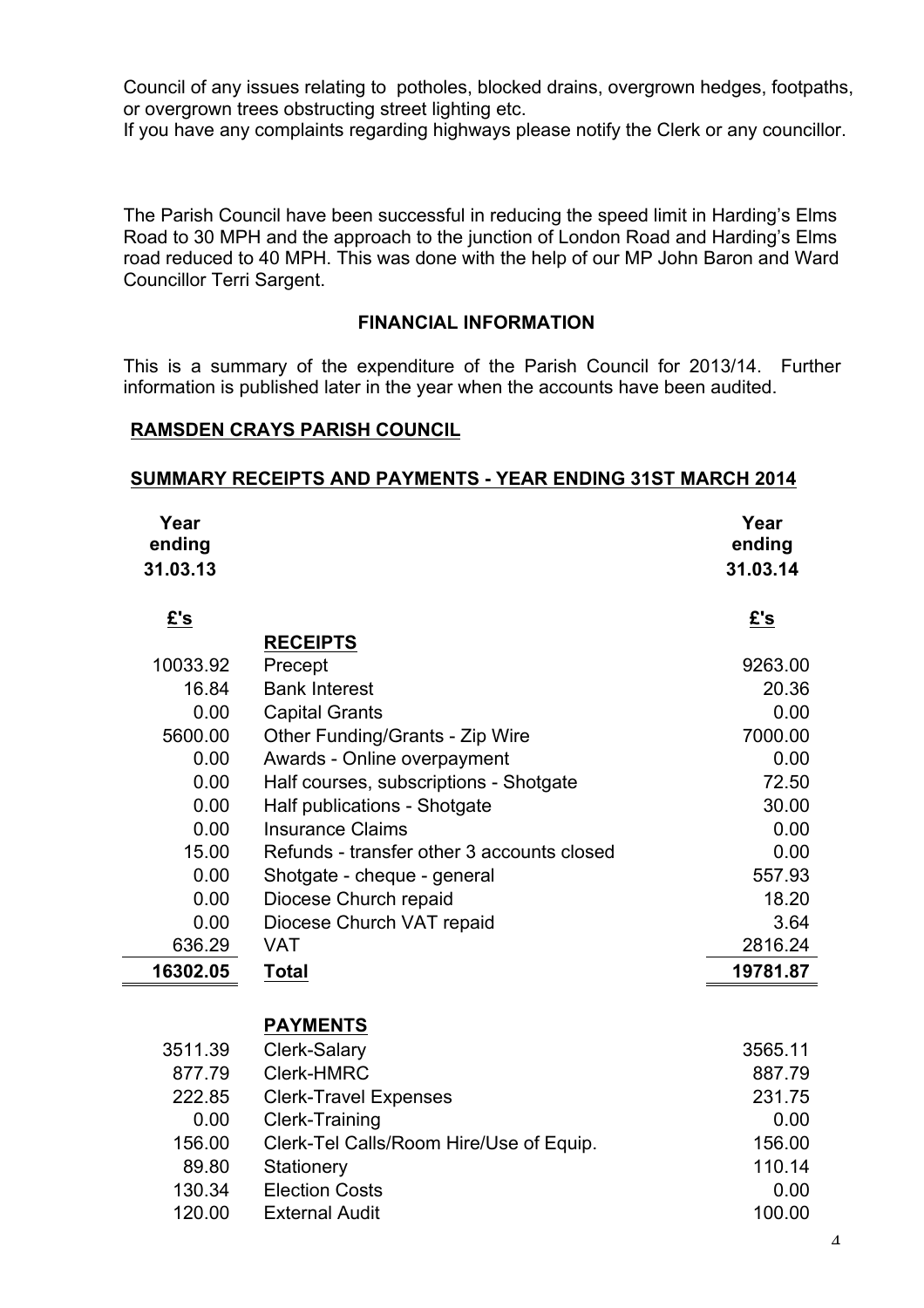Council of any issues relating to potholes, blocked drains, overgrown hedges, footpaths, or overgrown trees obstructing street lighting etc.
If you have any complaints regarding highways please notify the Clerk or any councillor.

The Parish Council have been successful in reducing the speed limit in Harding's Elms Road to 30 MPH and the approach to the junction of London Road and Harding's Elms road reduced to 40 MPH. This was done with the help of our MP John Baron and Ward Councillor Terri Sargent.

## FINANCIAL INFORMATION

This is a summary of the expenditure of the Parish Council for 2013/14. Further information is published later in the year when the accounts have been audited.

**RAMSDEN CRAYS PARISH COUNCIL**

**SUMMARY RECEIPTS AND PAYMENTS - YEAR ENDING 31ST MARCH 2014**

| Year ending 31.03.13 | | Year ending 31.03.14 |
|---|---|---|
| **£'s** | | **£'s** |
| | **RECEIPTS** | |
| 10033.92 | Precept | 9263.00 |
| 16.84 | Bank Interest | 20.36 |
| 0.00 | Capital Grants | 0.00 |
| 5600.00 | Other Funding/Grants - Zip Wire | 7000.00 |
| 0.00 | Awards - Online overpayment | 0.00 |
| 0.00 | Half courses, subscriptions - Shotgate | 72.50 |
| 0.00 | Half publications - Shotgate | 30.00 |
| 0.00 | Insurance Claims | 0.00 |
| 15.00 | Refunds - transfer other 3 accounts closed | 0.00 |
| 0.00 | Shotgate - cheque - general | 557.93 |
| 0.00 | Diocese Church repaid | 18.20 |
| 0.00 | Diocese Church VAT repaid | 3.64 |
| 636.29 | VAT | 2816.24 |
| **16302.05** | **Total** | **19781.87** |
| | **PAYMENTS** | |
| 3511.39 | Clerk-Salary | 3565.11 |
| 877.79 | Clerk-HMRC | 887.79 |
| 222.85 | Clerk-Travel Expenses | 231.75 |
| 0.00 | Clerk-Training | 0.00 |
| 156.00 | Clerk-Tel Calls/Room Hire/Use of Equip. | 156.00 |
| 89.80 | Stationery | 110.14 |
| 130.34 | Election Costs | 0.00 |
| 120.00 | External Audit | 100.00 |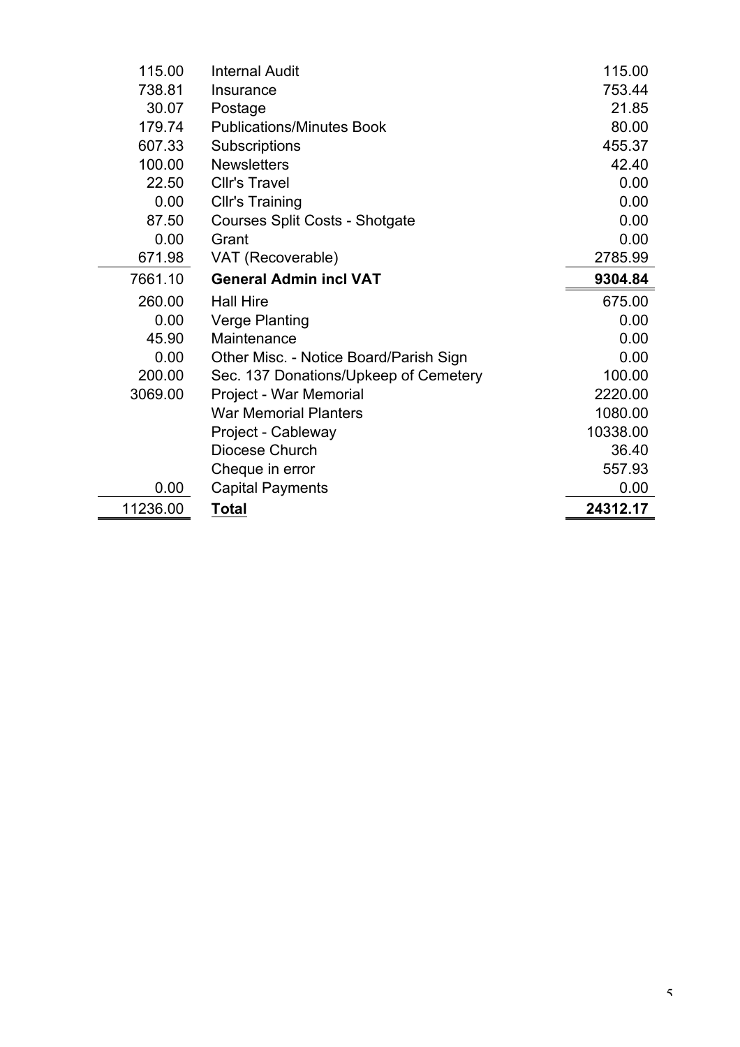| | | |
|---|---|---|
| 115.00 | Internal Audit | 115.00 |
| 738.81 | Insurance | 753.44 |
| 30.07 | Postage | 21.85 |
| 179.74 | Publications/Minutes Book | 80.00 |
| 607.33 | Subscriptions | 455.37 |
| 100.00 | Newsletters | 42.40 |
| 22.50 | Cllr's Travel | 0.00 |
| 0.00 | Cllr's Training | 0.00 |
| 87.50 | Courses Split Costs - Shotgate | 0.00 |
| 0.00 | Grant | 0.00 |
| 671.98 | VAT (Recoverable) | 2785.99 |
| 7661.10 | **General Admin incl VAT** | **9304.84** |
| 260.00 | Hall Hire | 675.00 |
| 0.00 | Verge Planting | 0.00 |
| 45.90 | Maintenance | 0.00 |
| 0.00 | Other Misc. - Notice Board/Parish Sign | 0.00 |
| 200.00 | Sec. 137 Donations/Upkeep of Cemetery | 100.00 |
| 3069.00 | Project - War Memorial | 2220.00 |
| | War Memorial Planters | 1080.00 |
| | Project - Cableway | 10338.00 |
| | Diocese Church | 36.40 |
| | Cheque in error | 557.93 |
| 0.00 | Capital Payments | 0.00 |
| 11236.00 | **Total** | **24312.17** |